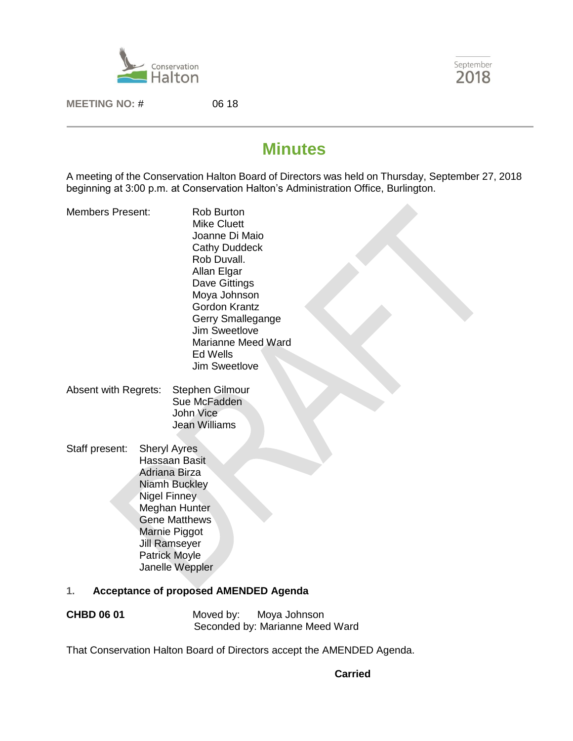Conservation Halton

September 2018

**MEETING NO: #** 06 18

# Minutes

A meeting of the Conservation Halton Board of Directors was held on Thursday, September 27, 2018 beginning at 3:00 p.m. at Conservation Halton's Administration Office, Burlington.

Members Present:

- Rob Burton
- Mike Cluett
- Joanne Di Maio
- Cathy Duddeck
- Rob Duvall.
- Allan Elgar
- Dave Gittings
- Moya Johnson
- Gordon Krantz
- Gerry Smallegange
- Jim Sweetlove
- Marianne Meed Ward
- Ed Wells
- Jim Sweetlove

Absent with Regrets:

- Stephen Gilmour
- Sue McFadden
- John Vice
- Jean Williams

Staff present:

- Sheryl Ayres
- Hassaan Basit
- Adriana Birza
- Niamh Buckley
- Nigel Finney
- Meghan Hunter
- Gene Matthews
- Marnie Piggot
- Jill Ramseyer
- Patrick Moyle
- Janelle Weppler

## 1. Acceptance of proposed AMENDED Agenda

**CHBD 06 01**

Moved by: Moya Johnson
Seconded by: Marianne Meed Ward

That Conservation Halton Board of Directors accept the AMENDED Agenda.

**Carried**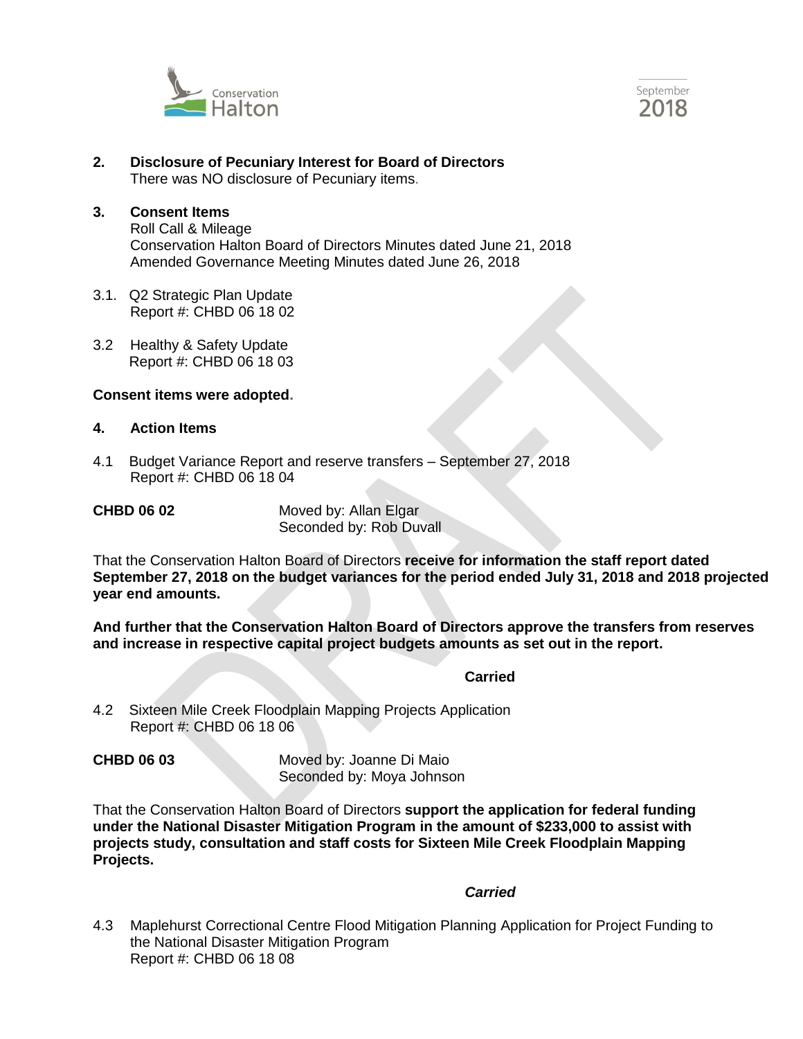**2. Disclosure of Pecuniary Interest for Board of Directors**

There was NO disclosure of Pecuniary items.

**3. Consent Items**

Roll Call & Mileage
Conservation Halton Board of Directors Minutes dated June 21, 2018
Amended Governance Meeting Minutes dated June 26, 2018

3.1. Q2 Strategic Plan Update
Report #: CHBD 06 18 02

3.2 Healthy & Safety Update
Report #: CHBD 06 18 03

**Consent items were adopted.**

**4. Action Items**

4.1 Budget Variance Report and reserve transfers – September 27, 2018
Report #: CHBD 06 18 04

**CHBD 06 02** Moved by: Allan Elgar
Seconded by: Rob Duvall

That the Conservation Halton Board of Directors **receive for information the staff report dated September 27, 2018 on the budget variances for the period ended July 31, 2018 and 2018 projected year end amounts.**

**And further that the Conservation Halton Board of Directors approve the transfers from reserves and increase in respective capital project budgets amounts as set out in the report.**

**Carried**

4.2 Sixteen Mile Creek Floodplain Mapping Projects Application
Report #: CHBD 06 18 06

**CHBD 06 03** Moved by: Joanne Di Maio
Seconded by: Moya Johnson

That the Conservation Halton Board of Directors **support the application for federal funding under the National Disaster Mitigation Program in the amount of $233,000 to assist with projects study, consultation and staff costs for Sixteen Mile Creek Floodplain Mapping Projects.**

***Carried***

4.3 Maplehurst Correctional Centre Flood Mitigation Planning Application for Project Funding to the National Disaster Mitigation Program
Report #: CHBD 06 18 08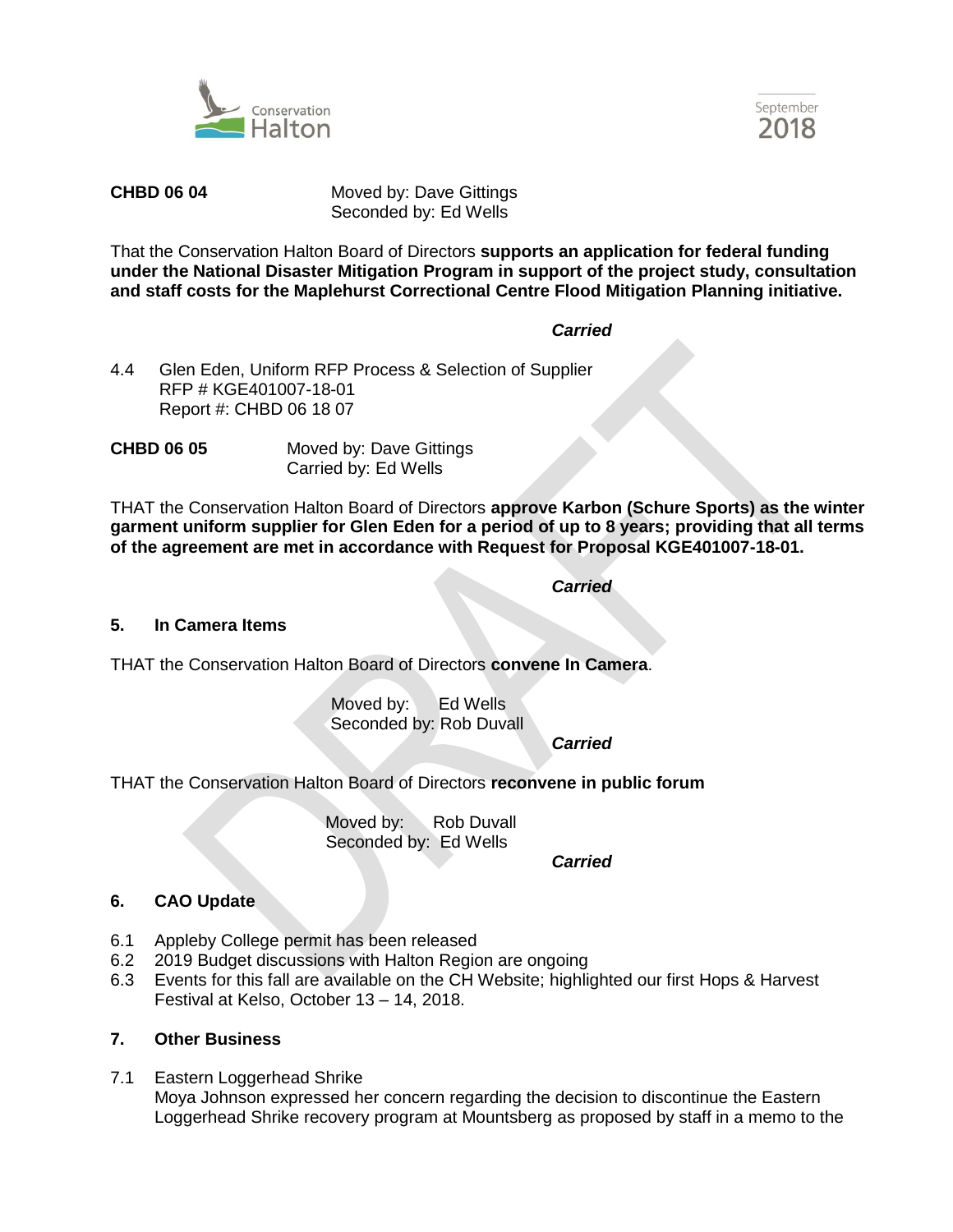**CHBD 06 04** Moved by: Dave Gittings
Seconded by: Ed Wells

That the Conservation Halton Board of Directors **supports an application for federal funding under the National Disaster Mitigation Program in support of the project study, consultation and staff costs for the Maplehurst Correctional Centre Flood Mitigation Planning initiative.**

***Carried***

4.4 Glen Eden, Uniform RFP Process & Selection of Supplier
RFP # KGE401007-18-01
Report #: CHBD 06 18 07

**CHBD 06 05** Moved by: Dave Gittings
Carried by: Ed Wells

THAT the Conservation Halton Board of Directors **approve Karbon (Schure Sports) as the winter garment uniform supplier for Glen Eden for a period of up to 8 years; providing that all terms of the agreement are met in accordance with Request for Proposal KGE401007-18-01.**

***Carried***

## 5. In Camera Items

THAT the Conservation Halton Board of Directors **convene In Camera**.

Moved by: Ed Wells
Seconded by: Rob Duvall

***Carried***

THAT the Conservation Halton Board of Directors **reconvene in public forum**

Moved by: Rob Duvall
Seconded by: Ed Wells

***Carried***

## 6. CAO Update

6.1 Appleby College permit has been released
6.2 2019 Budget discussions with Halton Region are ongoing
6.3 Events for this fall are available on the CH Website; highlighted our first Hops & Harvest Festival at Kelso, October 13 – 14, 2018.

## 7. Other Business

7.1 Eastern Loggerhead Shrike
Moya Johnson expressed her concern regarding the decision to discontinue the Eastern Loggerhead Shrike recovery program at Mountsberg as proposed by staff in a memo to the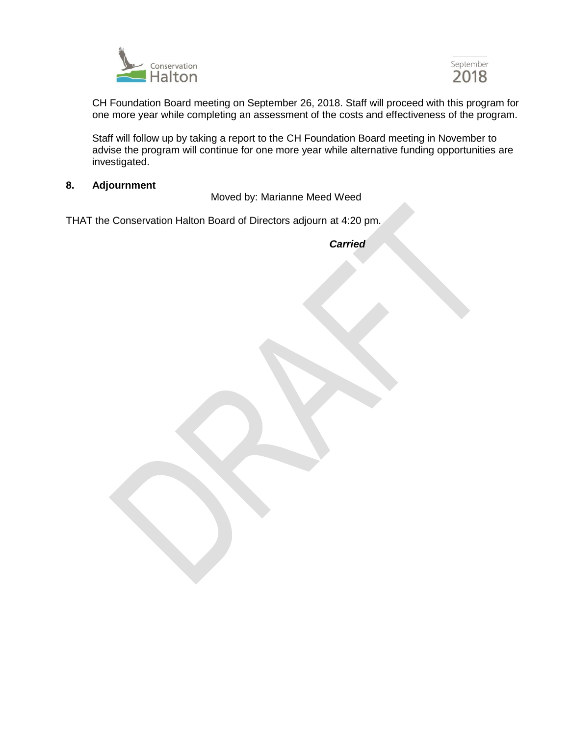CH Foundation Board meeting on September 26, 2018. Staff will proceed with this program for one more year while completing an assessment of the costs and effectiveness of the program.

Staff will follow up by taking a report to the CH Foundation Board meeting in November to advise the program will continue for one more year while alternative funding opportunities are investigated.

## 8. Adjournment

Moved by: Marianne Meed Weed

THAT the Conservation Halton Board of Directors adjourn at 4:20 pm.

***Carried***